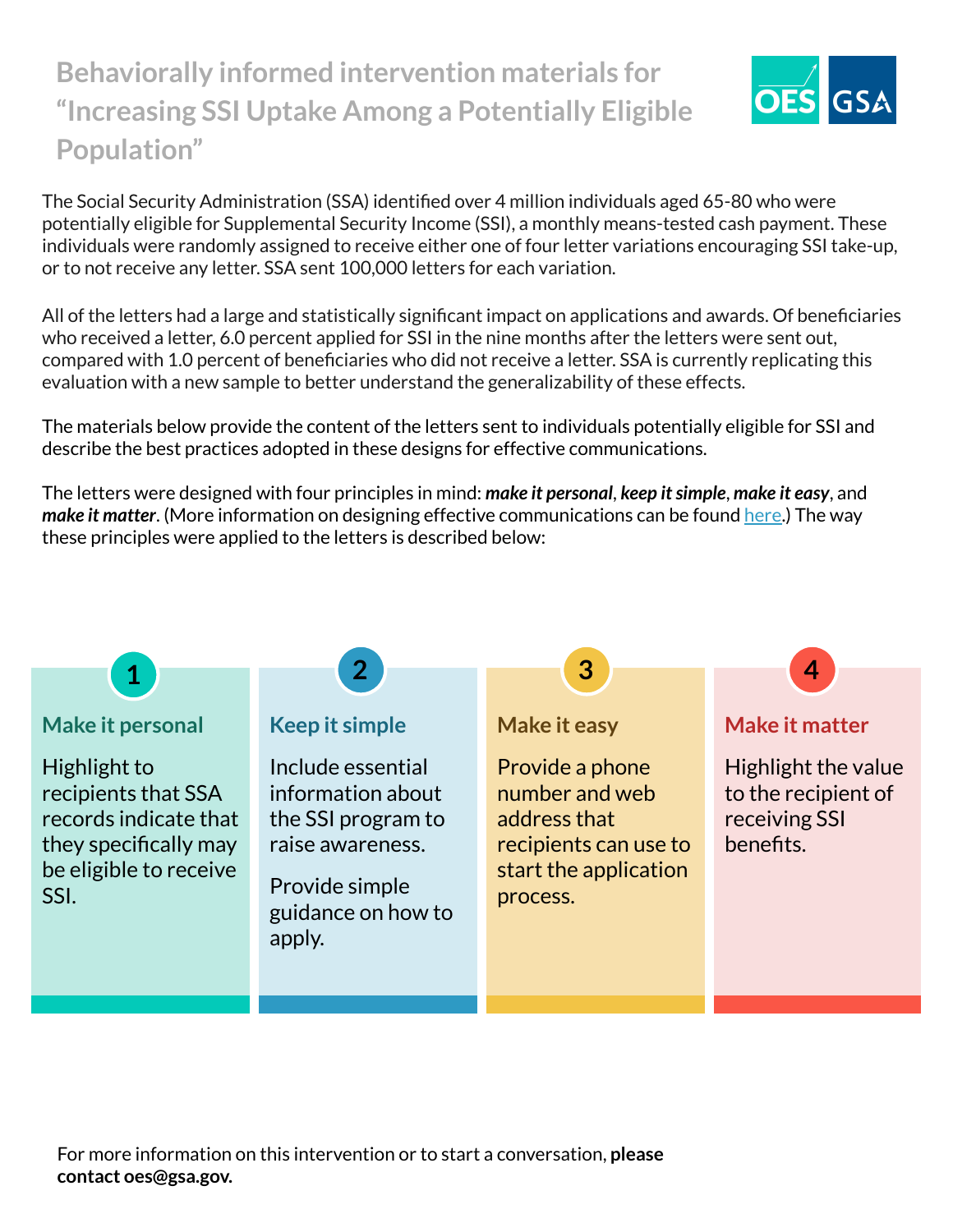# Behaviorally informed intervention materials for "Increasing SSI Uptake Among a Potentially Eligible Population"

The Social Security Administration (SSA) identified over 4 million individuals aged 65-80 who were potentially eligible for Supplemental Security Income (SSI), a monthly means-tested cash payment. These individuals were randomly assigned to receive either one of four letter variations encouraging SSI take-up, or to not receive any letter. SSA sent 100,000 letters for each variation.

All of the letters had a large and statistically significant impact on applications and awards. Of beneficiaries who received a letter, 6.0 percent applied for SSI in the nine months after the letters were sent out, compared with 1.0 percent of beneficiaries who did not receive a letter. SSA is currently replicating this evaluation with a new sample to better understand the generalizability of these effects.

The materials below provide the content of the letters sent to individuals potentially eligible for SSI and describe the best practices adopted in these designs for effective communications.

The letters were designed with four principles in mind: ***make it personal***, ***keep it simple***, ***make it easy***, and ***make it matter***. (More information on designing effective communications can be found [here](here).) The way these principles were applied to the letters is described below:

## 1. Make it personal

Highlight to recipients that SSA records indicate that they specifically may be eligible to receive SSI.

## 2. Keep it simple

Include essential information about the SSI program to raise awareness.

Provide simple guidance on how to apply.

## 3. Make it easy

Provide a phone number and web address that recipients can use to start the application process.

## 4. Make it matter

Highlight the value to the recipient of receiving SSI benefits.

For more information on this intervention or to start a conversation, **please contact oes@gsa.gov.**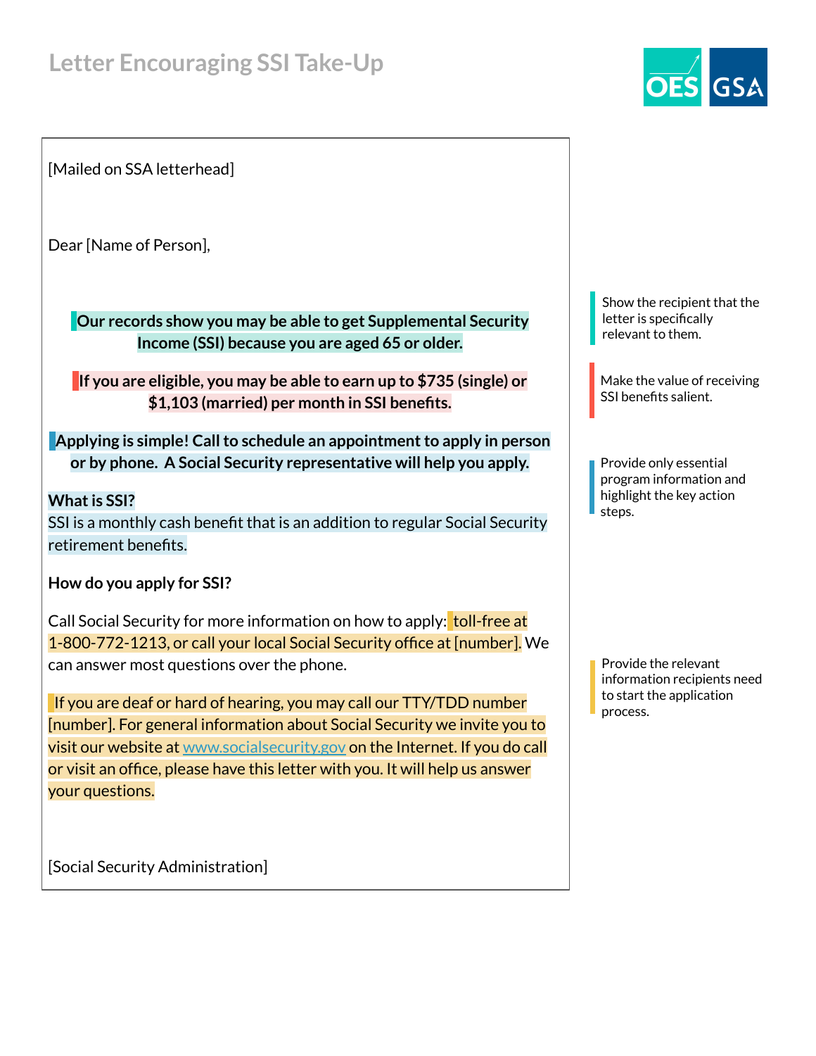# Letter Encouraging SSI Take-Up

[Mailed on SSA letterhead]

Dear [Name of Person],

**Our records show you may be able to get Supplemental Security Income (SSI) because you are aged 65 or older.**

**If you are eligible, you may be able to earn up to $735 (single) or $1,103 (married) per month in SSI benefits.**

**Applying is simple! Call to schedule an appointment to apply in person or by phone. A Social Security representative will help you apply.**

**What is SSI?**
SSI is a monthly cash benefit that is an addition to regular Social Security retirement benefits.

**How do you apply for SSI?**

Call Social Security for more information on how to apply: toll-free at 1-800-772-1213, or call your local Social Security office at [number]. We can answer most questions over the phone.

If you are deaf or hard of hearing, you may call our TTY/TDD number [number]. For general information about Social Security we invite you to visit our website at www.socialsecurity.gov on the Internet. If you do call or visit an office, please have this letter with you. It will help us answer your questions.

[Social Security Administration]

Show the recipient that the letter is specifically relevant to them.

Make the value of receiving SSI benefits salient.

Provide only essential program information and highlight the key action steps.

Provide the relevant information recipients need to start the application process.